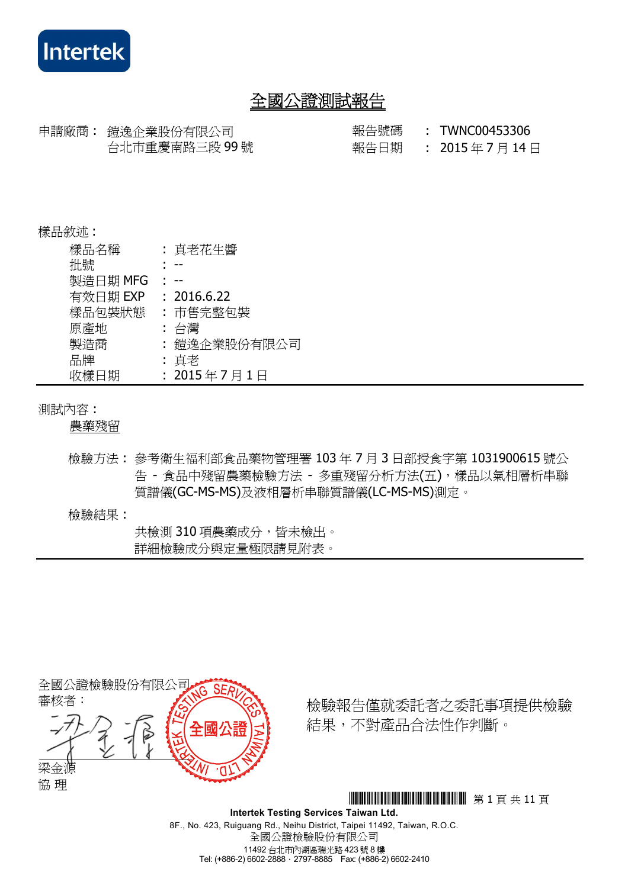Intertek

# 全國公證測試報告

| | | | |
|---|---|---|---|
| 申請廠商： | 鎧逸企業股份有限公司<br>台北市重慶南路三段 99 號 | 報告號碼 | ： TWNC00453306 |
| | | 報告日期 | ： 2015 年 7 月 14 日 |

樣品敘述：

| | |
|---|---|
| 樣品名稱 | ： 真老花生醬 |
| 批號 | ： -- |
| 製造日期 MFG | ： -- |
| 有效日期 EXP | ： 2016.6.22 |
| 樣品包裝狀態 | ： 市售完整包裝 |
| 原產地 | ： 台灣 |
| 製造商 | ： 鎧逸企業股份有限公司 |
| 品牌 | ： 真老 |
| 收樣日期 | ： 2015 年 7 月 1 日 |

測試內容：

農藥殘留

檢驗方法： 參考衛生福利部食品藥物管理署 103 年 7 月 3 日部授食字第 1031900615 號公告 - 食品中殘留農藥檢驗方法 - 多重殘留分析方法(五)，樣品以氣相層析串聯質譜儀(GC-MS-MS)及液相層析串聯質譜儀(LC-MS-MS)測定。

檢驗結果：

共檢測 310 項農藥成分，皆未檢出。
詳細檢驗成分與定量極限請見附表。

全國公證檢驗股份有限公司
審核者：

梁金源
協 理

檢驗報告僅就委託者之委託事項提供檢驗結果，不對產品合法性作判斷。

Intertek Testing Services Taiwan Ltd.
8F., No. 423, Ruiguang Rd., Neihu District, Taipei 11492, Taiwan, R.O.C.
全國公證檢驗股份有限公司
11492 台北市內湖區瑞光路 423 號 8 樓
Tel: (+886-2) 6602-2888 · 2797-8885 Fax: (+886-2) 6602-2410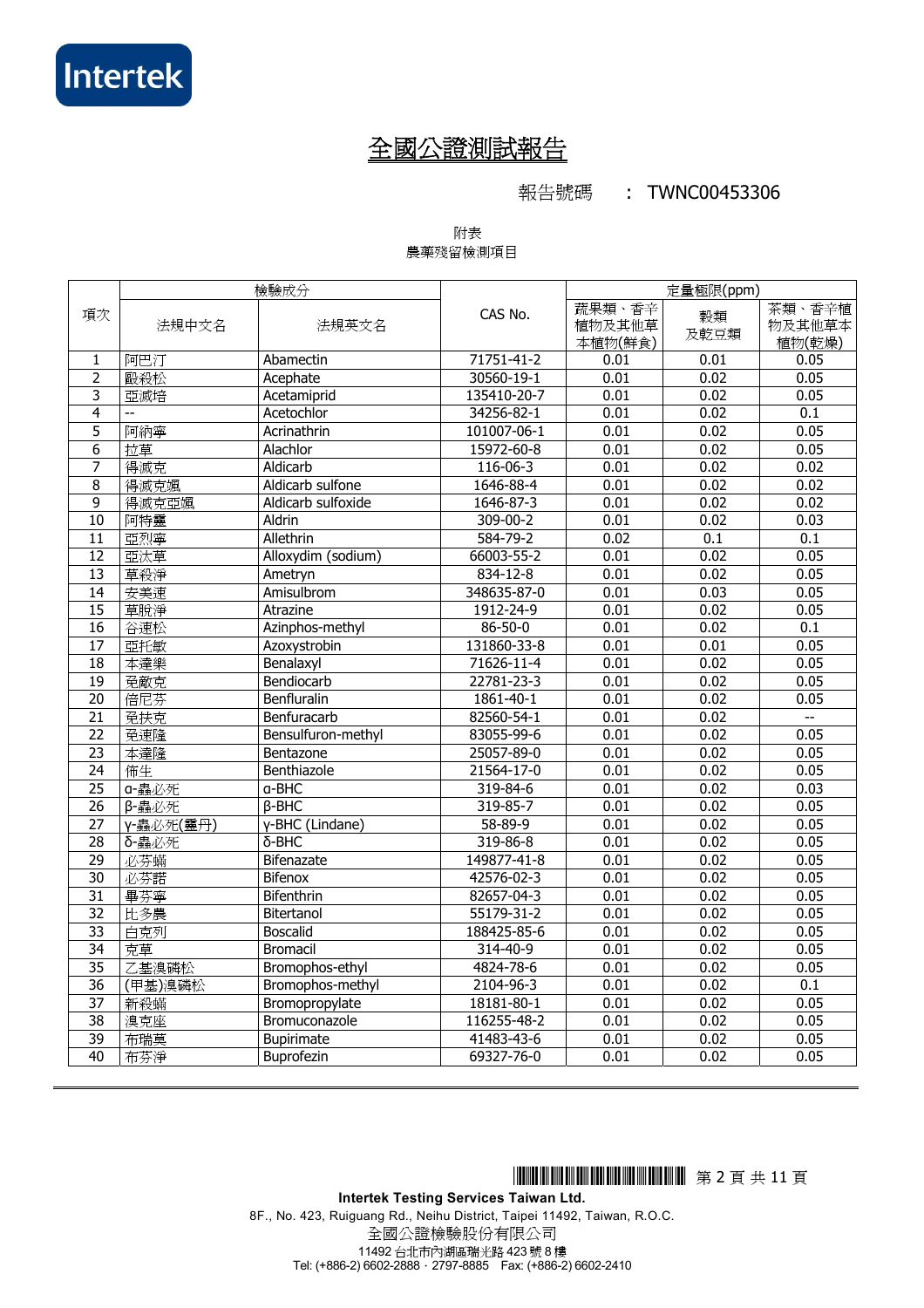# 全國公證測試報告

報告號碼　：TWNC00453306

附表
農藥殘留檢測項目

| 項次 | 檢驗成分 | | CAS No. | 定量極限(ppm) | | |
|---|---|---|---|---|---|---|
| | 法規中文名 | 法規英文名 | | 蔬果類、香辛植物及其他草本植物(鮮食) | 穀類及乾豆類 | 茶類、香辛植物及其他草本植物(乾燥) |
| 1 | 阿巴汀 | Abamectin | 71751-41-2 | 0.01 | 0.01 | 0.05 |
| 2 | 毆殺松 | Acephate | 30560-19-1 | 0.01 | 0.02 | 0.05 |
| 3 | 亞滅培 | Acetamiprid | 135410-20-7 | 0.01 | 0.02 | 0.05 |
| 4 | -- | Acetochlor | 34256-82-1 | 0.01 | 0.02 | 0.1 |
| 5 | 阿納寧 | Acrinathrin | 101007-06-1 | 0.01 | 0.02 | 0.05 |
| 6 | 拉草 | Alachlor | 15972-60-8 | 0.01 | 0.02 | 0.05 |
| 7 | 得滅克 | Aldicarb | 116-06-3 | 0.01 | 0.02 | 0.02 |
| 8 | 得滅克碸 | Aldicarb sulfone | 1646-88-4 | 0.01 | 0.02 | 0.02 |
| 9 | 得滅克亞碸 | Aldicarb sulfoxide | 1646-87-3 | 0.01 | 0.02 | 0.02 |
| 10 | 阿特靈 | Aldrin | 309-00-2 | 0.01 | 0.02 | 0.03 |
| 11 | 亞烈寧 | Allethrin | 584-79-2 | 0.02 | 0.1 | 0.1 |
| 12 | 亞汰草 | Alloxydim (sodium) | 66003-55-2 | 0.01 | 0.02 | 0.05 |
| 13 | 草殺淨 | Ametryn | 834-12-8 | 0.01 | 0.02 | 0.05 |
| 14 | 安美速 | Amisulbrom | 348635-87-0 | 0.01 | 0.03 | 0.05 |
| 15 | 草脫淨 | Atrazine | 1912-24-9 | 0.01 | 0.02 | 0.05 |
| 16 | 谷速松 | Azinphos-methyl | 86-50-0 | 0.01 | 0.02 | 0.1 |
| 17 | 亞托敏 | Azoxystrobin | 131860-33-8 | 0.01 | 0.01 | 0.05 |
| 18 | 本達樂 | Benalaxyl | 71626-11-4 | 0.01 | 0.02 | 0.05 |
| 19 | 免敵克 | Bendiocarb | 22781-23-3 | 0.01 | 0.02 | 0.05 |
| 20 | 倍尼芬 | Benfluralin | 1861-40-1 | 0.01 | 0.02 | 0.05 |
| 21 | 免扶克 | Benfuracarb | 82560-54-1 | 0.01 | 0.02 | -- |
| 22 | 免速隆 | Bensulfuron-methyl | 83055-99-6 | 0.01 | 0.02 | 0.05 |
| 23 | 本達隆 | Bentazone | 25057-89-0 | 0.01 | 0.02 | 0.05 |
| 24 | 佈生 | Benthiazole | 21564-17-0 | 0.01 | 0.02 | 0.05 |
| 25 | α-蟲必死 | α-BHC | 319-84-6 | 0.01 | 0.02 | 0.03 |
| 26 | β-蟲必死 | β-BHC | 319-85-7 | 0.01 | 0.02 | 0.05 |
| 27 | γ-蟲必死(靈丹) | γ-BHC (Lindane) | 58-89-9 | 0.01 | 0.02 | 0.05 |
| 28 | δ-蟲必死 | δ-BHC | 319-86-8 | 0.01 | 0.02 | 0.05 |
| 29 | 必芬蟎 | Bifenazate | 149877-41-8 | 0.01 | 0.02 | 0.05 |
| 30 | 必芬諾 | Bifenox | 42576-02-3 | 0.01 | 0.02 | 0.05 |
| 31 | 畢芬寧 | Bifenthrin | 82657-04-3 | 0.01 | 0.02 | 0.05 |
| 32 | 比多農 | Bitertanol | 55179-31-2 | 0.01 | 0.02 | 0.05 |
| 33 | 白克列 | Boscalid | 188425-85-6 | 0.01 | 0.02 | 0.05 |
| 34 | 克草 | Bromacil | 314-40-9 | 0.01 | 0.02 | 0.05 |
| 35 | 乙基溴磷松 | Bromophos-ethyl | 4824-78-6 | 0.01 | 0.02 | 0.05 |
| 36 | (甲基)溴磷松 | Bromophos-methyl | 2104-96-3 | 0.01 | 0.02 | 0.1 |
| 37 | 新殺蟎 | Bromopropylate | 18181-80-1 | 0.01 | 0.02 | 0.05 |
| 38 | 溴克座 | Bromuconazole | 116255-48-2 | 0.01 | 0.02 | 0.05 |
| 39 | 布瑞莫 | Bupirimate | 41483-43-6 | 0.01 | 0.02 | 0.05 |
| 40 | 布芬淨 | Buprofezin | 69327-76-0 | 0.01 | 0.02 | 0.05 |

Intertek Testing Services Taiwan Ltd.
8F., No. 423, Ruiguang Rd., Neihu District, Taipei 11492, Taiwan, R.O.C.
全國公證檢驗股份有限公司
11492 台北市內湖區瑞光路 423 號 8 樓
Tel: (+886-2) 6602-2888 · 2797-8885 Fax: (+886-2) 6602-2410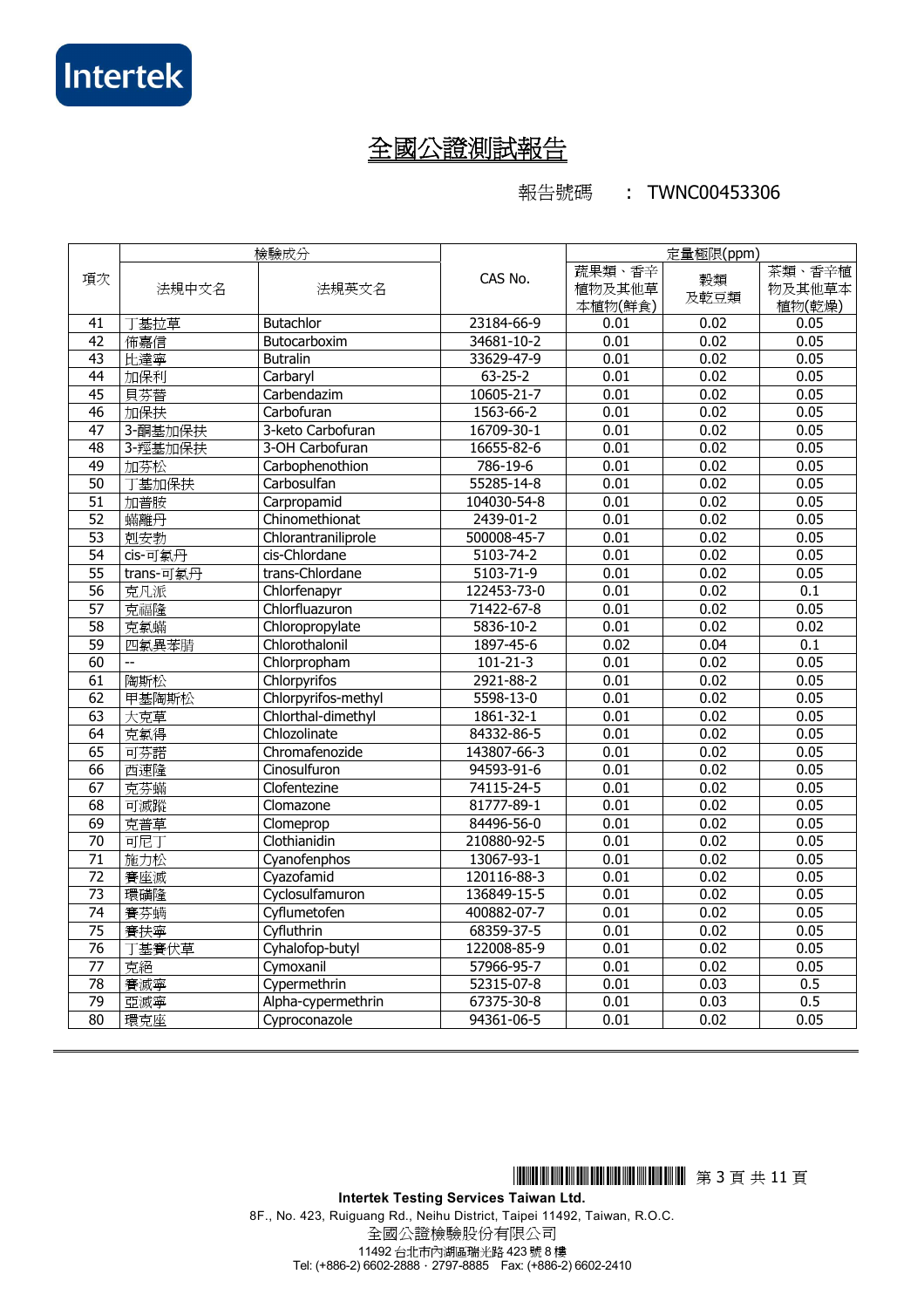# 全國公證測試報告

報告號碼　：TWNC00453306

| 項次 | 檢驗成分 | | | 定量極限(ppm) | | |
|---|---|---|---|---|---|---|
| | 法規中文名 | 法規英文名 | CAS No. | 蔬果類、香辛植物及其他草本植物(鮮食) | 穀類及乾豆類 | 茶類、香辛植物及其他草本植物(乾燥) |
| 41 | 丁基拉草 | Butachlor | 23184-66-9 | 0.01 | 0.02 | 0.05 |
| 42 | 佈嘉信 | Butocarboxim | 34681-10-2 | 0.01 | 0.02 | 0.05 |
| 43 | 比達寧 | Butralin | 33629-47-9 | 0.01 | 0.02 | 0.05 |
| 44 | 加保利 | Carbaryl | 63-25-2 | 0.01 | 0.02 | 0.05 |
| 45 | 貝芬替 | Carbendazim | 10605-21-7 | 0.01 | 0.02 | 0.05 |
| 46 | 加保扶 | Carbofuran | 1563-66-2 | 0.01 | 0.02 | 0.05 |
| 47 | 3-酮基加保扶 | 3-keto Carbofuran | 16709-30-1 | 0.01 | 0.02 | 0.05 |
| 48 | 3-羥基加保扶 | 3-OH Carbofuran | 16655-82-6 | 0.01 | 0.02 | 0.05 |
| 49 | 加芬松 | Carbophenothion | 786-19-6 | 0.01 | 0.02 | 0.05 |
| 50 | 丁基加保扶 | Carbosulfan | 55285-14-8 | 0.01 | 0.02 | 0.05 |
| 51 | 加普胺 | Carpropamid | 104030-54-8 | 0.01 | 0.02 | 0.05 |
| 52 | 蟎離丹 | Chinomethionat | 2439-01-2 | 0.01 | 0.02 | 0.05 |
| 53 | 剋安勃 | Chlorantraniliprole | 500008-45-7 | 0.01 | 0.02 | 0.05 |
| 54 | cis-可氯丹 | cis-Chlordane | 5103-74-2 | 0.01 | 0.02 | 0.05 |
| 55 | trans-可氯丹 | trans-Chlordane | 5103-71-9 | 0.01 | 0.02 | 0.05 |
| 56 | 克凡派 | Chlorfenapyr | 122453-73-0 | 0.01 | 0.02 | 0.1 |
| 57 | 克福隆 | Chlorfluazuron | 71422-67-8 | 0.01 | 0.02 | 0.05 |
| 58 | 克氯蟎 | Chloropropylate | 5836-10-2 | 0.01 | 0.02 | 0.02 |
| 59 | 四氯異苯腈 | Chlorothalonil | 1897-45-6 | 0.02 | 0.04 | 0.1 |
| 60 | -- | Chlorpropham | 101-21-3 | 0.01 | 0.02 | 0.05 |
| 61 | 陶斯松 | Chlorpyrifos | 2921-88-2 | 0.01 | 0.02 | 0.05 |
| 62 | 甲基陶斯松 | Chlorpyrifos-methyl | 5598-13-0 | 0.01 | 0.02 | 0.05 |
| 63 | 大克草 | Chlorthal-dimethyl | 1861-32-1 | 0.01 | 0.02 | 0.05 |
| 64 | 克氯得 | Chlozolinate | 84332-86-5 | 0.01 | 0.02 | 0.05 |
| 65 | 可芬諾 | Chromafenozide | 143807-66-3 | 0.01 | 0.02 | 0.05 |
| 66 | 西速隆 | Cinosulfuron | 94593-91-6 | 0.01 | 0.02 | 0.05 |
| 67 | 克芬蟎 | Clofentezine | 74115-24-5 | 0.01 | 0.02 | 0.05 |
| 68 | 可滅蹤 | Clomazone | 81777-89-1 | 0.01 | 0.02 | 0.05 |
| 69 | 克普草 | Clomeprop | 84496-56-0 | 0.01 | 0.02 | 0.05 |
| 70 | 可尼丁 | Clothianidin | 210880-92-5 | 0.01 | 0.02 | 0.05 |
| 71 | 施力松 | Cyanofenphos | 13067-93-1 | 0.01 | 0.02 | 0.05 |
| 72 | 賽座滅 | Cyazofamid | 120116-88-3 | 0.01 | 0.02 | 0.05 |
| 73 | 環磺隆 | Cyclosulfamuron | 136849-15-5 | 0.01 | 0.02 | 0.05 |
| 74 | 賽芬蟎 | Cyflumetofen | 400882-07-7 | 0.01 | 0.02 | 0.05 |
| 75 | 賽扶寧 | Cyfluthrin | 68359-37-5 | 0.01 | 0.02 | 0.05 |
| 76 | 丁基賽伏草 | Cyhalofop-butyl | 122008-85-9 | 0.01 | 0.02 | 0.05 |
| 77 | 克絕 | Cymoxanil | 57966-95-7 | 0.01 | 0.02 | 0.05 |
| 78 | 賽滅寧 | Cypermethrin | 52315-07-8 | 0.01 | 0.03 | 0.5 |
| 79 | 亞滅寧 | Alpha-cypermethrin | 67375-30-8 | 0.01 | 0.03 | 0.5 |
| 80 | 環克座 | Cyproconazole | 94361-06-5 | 0.01 | 0.02 | 0.05 |

**Intertek Testing Services Taiwan Ltd.**
8F., No. 423, Ruiguang Rd., Neihu District, Taipei 11492, Taiwan, R.O.C.
全國公證檢驗股份有限公司
11492 台北市內湖區瑞光路 423 號 8 樓
Tel: (+886-2) 6602-2888 · 2797-8885 Fax: (+886-2) 6602-2410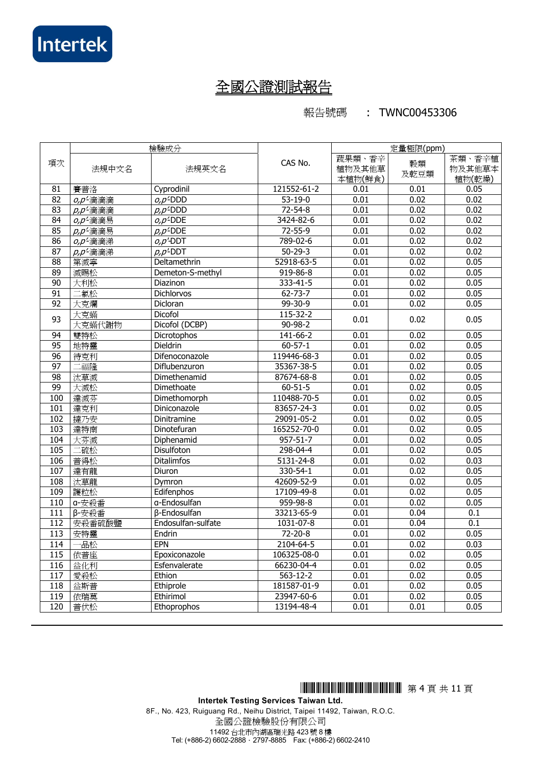# 全國公證測試報告

報告號碼　：TWNC00453306

| 項次 | 檢驗成分 | | | 定量極限(ppm) | | |
|---|---|---|---|---|---|---|
| | 法規中文名 | 法規英文名 | CAS No. | 蔬果類、香辛植物及其他草本植物(鮮食) | 穀類及乾豆類 | 茶類、香辛植物及其他草本植物(乾燥) |
| 81 | 賽普洛 | Cyprodinil | 121552-61-2 | 0.01 | 0.01 | 0.05 |
| 82 | *o,p'*-滴滴滴 | *o,p'*-DDD | 53-19-0 | 0.01 | 0.02 | 0.02 |
| 83 | *p,p'*-滴滴滴 | *p,p'*-DDD | 72-54-8 | 0.01 | 0.02 | 0.02 |
| 84 | *o,p'*-滴滴易 | *o,p'*-DDE | 3424-82-6 | 0.01 | 0.02 | 0.02 |
| 85 | *p,p'*-滴滴易 | *p,p'*-DDE | 72-55-9 | 0.01 | 0.02 | 0.02 |
| 86 | *o,p'*-滴滴涕 | *o,p'*-DDT | 789-02-6 | 0.01 | 0.02 | 0.02 |
| 87 | *p,p'*-滴滴涕 | *p,p'*-DDT | 50-29-3 | 0.01 | 0.02 | 0.02 |
| 88 | 第滅寧 | Deltamethrin | 52918-63-5 | 0.01 | 0.02 | 0.05 |
| 89 | 滅賜松 | Demeton-S-methyl | 919-86-8 | 0.01 | 0.02 | 0.05 |
| 90 | 大利松 | Diazinon | 333-41-5 | 0.01 | 0.02 | 0.05 |
| 91 | 二氯松 | Dichlorvos | 62-73-7 | 0.01 | 0.02 | 0.05 |
| 92 | 大克爛 | Dicloran | 99-30-9 | 0.01 | 0.02 | 0.05 |
| 93 | 大克蟎<br>大克蟎代謝物 | Dicofol<br>Dicofol (DCBP) | 115-32-2<br>90-98-2 | 0.01 | 0.02 | 0.05 |
| 94 | 雙特松 | Dicrotophos | 141-66-2 | 0.01 | 0.02 | 0.05 |
| 95 | 地特靈 | Dieldrin | 60-57-1 | 0.01 | 0.02 | 0.05 |
| 96 | 待克利 | Difenoconazole | 119446-68-3 | 0.01 | 0.02 | 0.05 |
| 97 | 二福隆 | Diflubenzuron | 35367-38-5 | 0.01 | 0.02 | 0.05 |
| 98 | 汰草滅 | Dimethenamid | 87674-68-8 | 0.01 | 0.02 | 0.05 |
| 99 | 大滅松 | Dimethoate | 60-51-5 | 0.01 | 0.02 | 0.05 |
| 100 | 達滅芬 | Dimethomorph | 110488-70-5 | 0.01 | 0.02 | 0.05 |
| 101 | 達克利 | Diniconazole | 83657-24-3 | 0.01 | 0.02 | 0.05 |
| 102 | 撻乃安 | Dinitramine | 29091-05-2 | 0.01 | 0.02 | 0.05 |
| 103 | 達特南 | Dinotefuran | 165252-70-0 | 0.01 | 0.02 | 0.05 |
| 104 | 大芬滅 | Diphenamid | 957-51-7 | 0.01 | 0.02 | 0.05 |
| 105 | 二硫松 | Disulfoton | 298-04-4 | 0.01 | 0.02 | 0.05 |
| 106 | 普得松 | Ditalimfos | 5131-24-8 | 0.01 | 0.02 | 0.03 |
| 107 | 達有龍 | Diuron | 330-54-1 | 0.01 | 0.02 | 0.05 |
| 108 | 汰草龍 | Dymron | 42609-52-9 | 0.01 | 0.02 | 0.05 |
| 109 | 護粒松 | Edifenphos | 17109-49-8 | 0.01 | 0.02 | 0.05 |
| 110 | α-安殺番 | α-Endosulfan | 959-98-8 | 0.01 | 0.02 | 0.05 |
| 111 | β-安殺番 | β-Endosulfan | 33213-65-9 | 0.01 | 0.04 | 0.1 |
| 112 | 安殺番硫酸鹽 | Endosulfan-sulfate | 1031-07-8 | 0.01 | 0.04 | 0.1 |
| 113 | 安特靈 | Endrin | 72-20-8 | 0.01 | 0.02 | 0.05 |
| 114 | 一品松 | EPN | 2104-64-5 | 0.01 | 0.02 | 0.03 |
| 115 | 依普座 | Epoxiconazole | 106325-08-0 | 0.01 | 0.02 | 0.05 |
| 116 | 益化利 | Esfenvalerate | 66230-04-4 | 0.01 | 0.02 | 0.05 |
| 117 | 愛殺松 | Ethion | 563-12-2 | 0.01 | 0.02 | 0.05 |
| 118 | 益斯普 | Ethiprole | 181587-01-9 | 0.01 | 0.02 | 0.05 |
| 119 | 依瑞莫 | Ethirimol | 23947-60-6 | 0.01 | 0.02 | 0.05 |
| 120 | 普伏松 | Ethoprophos | 13194-48-4 | 0.01 | 0.01 | 0.05 |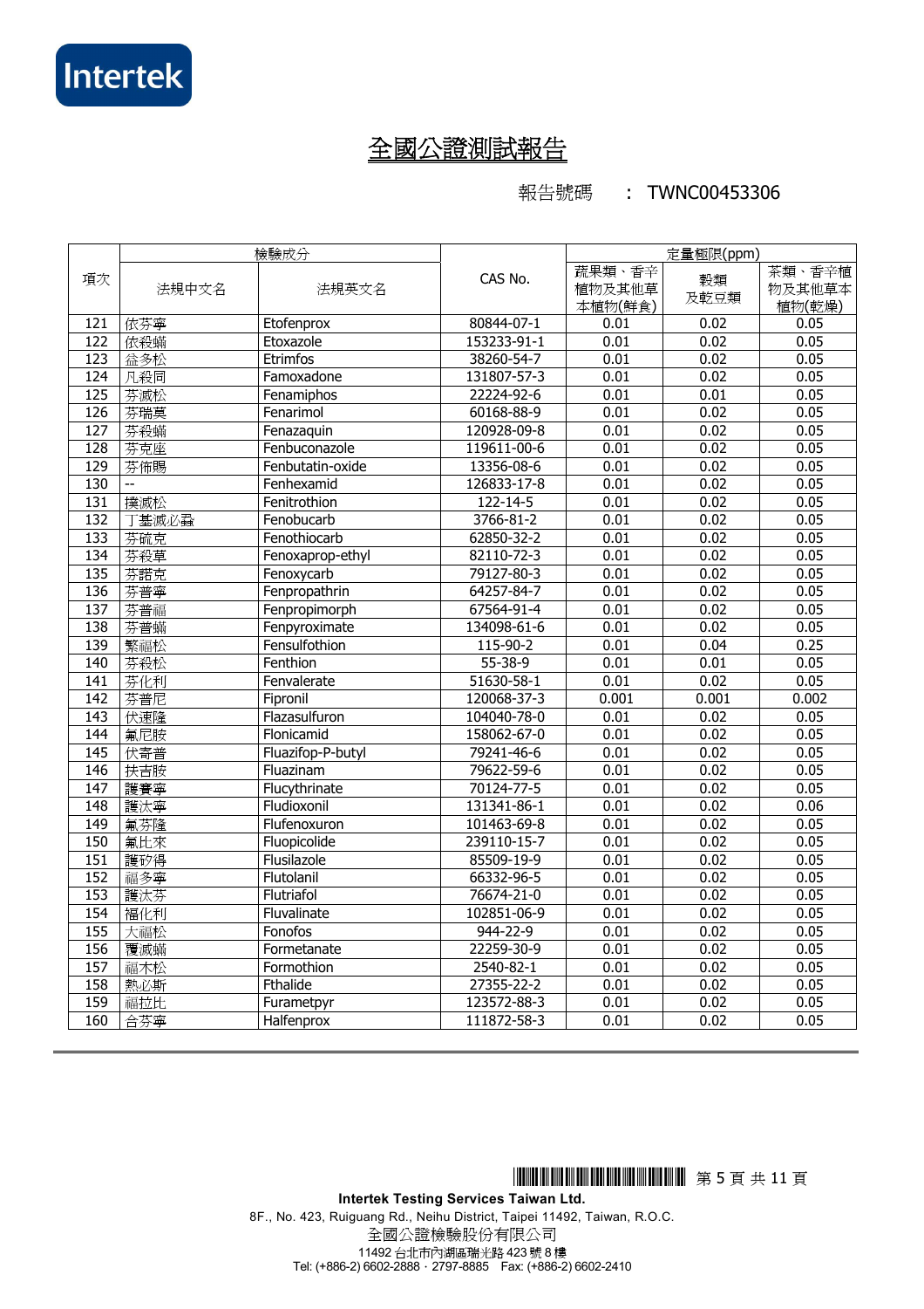# 全國公證測試報告

報告號碼　：TWNC00453306

| 項次 | 檢驗成分 | | | 定量極限(ppm) | | |
|---|---|---|---|---|---|---|
| | 法規中文名 | 法規英文名 | CAS No. | 蔬果類、香辛植物及其他草本植物(鮮食) | 穀類及乾豆類 | 茶類、香辛植物及其他草本植物(乾燥) |
| 121 | 依芬寧 | Etofenprox | 80844-07-1 | 0.01 | 0.02 | 0.05 |
| 122 | 依殺蟎 | Etoxazole | 153233-91-1 | 0.01 | 0.02 | 0.05 |
| 123 | 益多松 | Etrimfos | 38260-54-7 | 0.01 | 0.02 | 0.05 |
| 124 | 凡殺同 | Famoxadone | 131807-57-3 | 0.01 | 0.02 | 0.05 |
| 125 | 芬滅松 | Fenamiphos | 22224-92-6 | 0.01 | 0.01 | 0.05 |
| 126 | 芬瑞莫 | Fenarimol | 60168-88-9 | 0.01 | 0.02 | 0.05 |
| 127 | 芬殺蟎 | Fenazaquin | 120928-09-8 | 0.01 | 0.02 | 0.05 |
| 128 | 芬克座 | Fenbuconazole | 119611-00-6 | 0.01 | 0.02 | 0.05 |
| 129 | 芬佈賜 | Fenbutatin-oxide | 13356-08-6 | 0.01 | 0.02 | 0.05 |
| 130 | -- | Fenhexamid | 126833-17-8 | 0.01 | 0.02 | 0.05 |
| 131 | 撲滅松 | Fenitrothion | 122-14-5 | 0.01 | 0.02 | 0.05 |
| 132 | 丁基滅必蝨 | Fenobucarb | 3766-81-2 | 0.01 | 0.02 | 0.05 |
| 133 | 芬硫克 | Fenothiocarb | 62850-32-2 | 0.01 | 0.02 | 0.05 |
| 134 | 芬殺草 | Fenoxaprop-ethyl | 82110-72-3 | 0.01 | 0.02 | 0.05 |
| 135 | 芬諾克 | Fenoxycarb | 79127-80-3 | 0.01 | 0.02 | 0.05 |
| 136 | 芬普寧 | Fenpropathrin | 64257-84-7 | 0.01 | 0.02 | 0.05 |
| 137 | 芬普福 | Fenpropimorph | 67564-91-4 | 0.01 | 0.02 | 0.05 |
| 138 | 芬普蟎 | Fenpyroximate | 134098-61-6 | 0.01 | 0.02 | 0.05 |
| 139 | 繁福松 | Fensulfothion | 115-90-2 | 0.01 | 0.04 | 0.25 |
| 140 | 芬殺松 | Fenthion | 55-38-9 | 0.01 | 0.01 | 0.05 |
| 141 | 芬化利 | Fenvalerate | 51630-58-1 | 0.01 | 0.02 | 0.05 |
| 142 | 芬普尼 | Fipronil | 120068-37-3 | 0.001 | 0.001 | 0.002 |
| 143 | 伏速隆 | Flazasulfuron | 104040-78-0 | 0.01 | 0.02 | 0.05 |
| 144 | 氟尼胺 | Flonicamid | 158062-67-0 | 0.01 | 0.02 | 0.05 |
| 145 | 伏寄普 | Fluazifop-P-butyl | 79241-46-6 | 0.01 | 0.02 | 0.05 |
| 146 | 扶吉胺 | Fluazinam | 79622-59-6 | 0.01 | 0.02 | 0.05 |
| 147 | 護賽寧 | Flucythrinate | 70124-77-5 | 0.01 | 0.02 | 0.05 |
| 148 | 護汰寧 | Fludioxonil | 131341-86-1 | 0.01 | 0.02 | 0.06 |
| 149 | 氟芬隆 | Flufenoxuron | 101463-69-8 | 0.01 | 0.02 | 0.05 |
| 150 | 氟比來 | Fluopicolide | 239110-15-7 | 0.01 | 0.02 | 0.05 |
| 151 | 護矽得 | Flusilazole | 85509-19-9 | 0.01 | 0.02 | 0.05 |
| 152 | 福多寧 | Flutolanil | 66332-96-5 | 0.01 | 0.02 | 0.05 |
| 153 | 護汰芬 | Flutriafol | 76674-21-0 | 0.01 | 0.02 | 0.05 |
| 154 | 福化利 | Fluvalinate | 102851-06-9 | 0.01 | 0.02 | 0.05 |
| 155 | 大福松 | Fonofos | 944-22-9 | 0.01 | 0.02 | 0.05 |
| 156 | 覆滅蟎 | Formetanate | 22259-30-9 | 0.01 | 0.02 | 0.05 |
| 157 | 福木松 | Formothion | 2540-82-1 | 0.01 | 0.02 | 0.05 |
| 158 | 熱必斯 | Fthalide | 27355-22-2 | 0.01 | 0.02 | 0.05 |
| 159 | 福拉比 | Furametpyr | 123572-88-3 | 0.01 | 0.02 | 0.05 |
| 160 | 合芬寧 | Halfenprox | 111872-58-3 | 0.01 | 0.02 | 0.05 |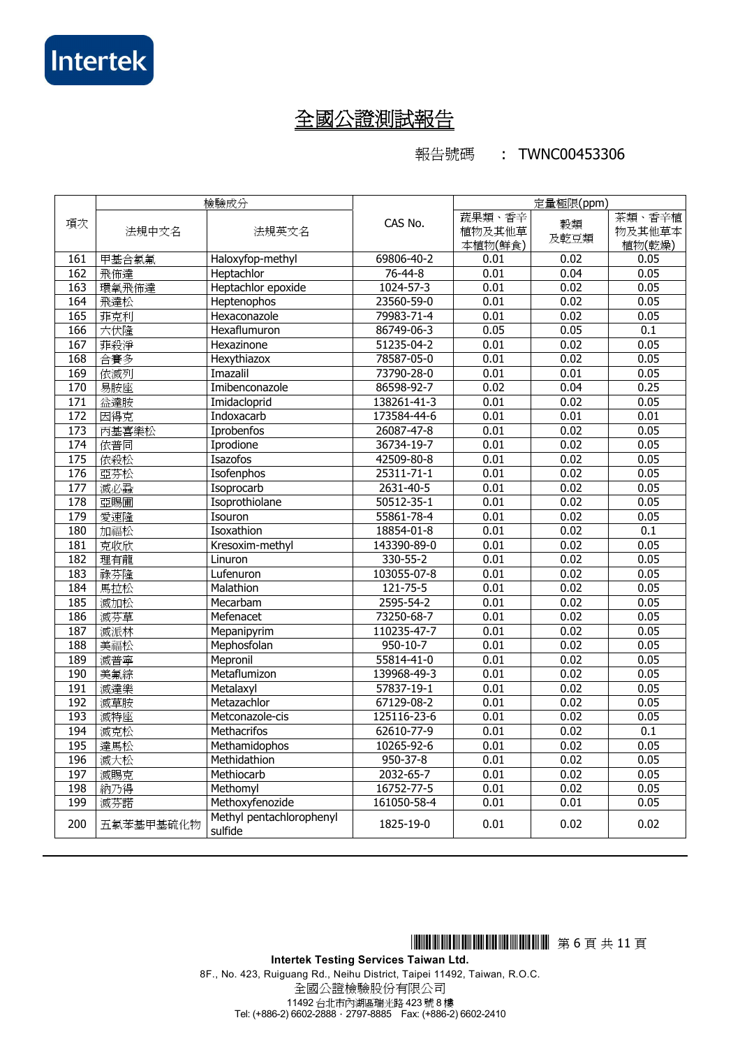# 全國公證測試報告

報告號碼　：TWNC00453306

| 項次 | 檢驗成分 | | CAS No. | 定量極限(ppm) | | |
|---|---|---|---|---|---|---|
| | 法規中文名 | 法規英文名 | | 蔬果類、香辛植物及其他草本植物(鮮食) | 穀類及乾豆類 | 茶類、香辛植物及其他草本植物(乾燥) |
| 161 | 甲基合氯氟 | Haloxyfop-methyl | 69806-40-2 | 0.01 | 0.02 | 0.05 |
| 162 | 飛佈達 | Heptachlor | 76-44-8 | 0.01 | 0.04 | 0.05 |
| 163 | 環氧飛佈達 | Heptachlor epoxide | 1024-57-3 | 0.01 | 0.02 | 0.05 |
| 164 | 飛達松 | Heptenophos | 23560-59-0 | 0.01 | 0.02 | 0.05 |
| 165 | 菲克利 | Hexaconazole | 79983-71-4 | 0.01 | 0.02 | 0.05 |
| 166 | 六伏隆 | Hexaflumuron | 86749-06-3 | 0.05 | 0.05 | 0.1 |
| 167 | 菲殺淨 | Hexazinone | 51235-04-2 | 0.01 | 0.02 | 0.05 |
| 168 | 合賽多 | Hexythiazox | 78587-05-0 | 0.01 | 0.02 | 0.05 |
| 169 | 依滅列 | Imazalil | 73790-28-0 | 0.01 | 0.01 | 0.05 |
| 170 | 易胺座 | Imibenconazole | 86598-92-7 | 0.02 | 0.04 | 0.25 |
| 171 | 益達胺 | Imidacloprid | 138261-41-3 | 0.01 | 0.02 | 0.05 |
| 172 | 因得克 | Indoxacarb | 173584-44-6 | 0.01 | 0.01 | 0.01 |
| 173 | 丙基喜樂松 | Iprobenfos | 26087-47-8 | 0.01 | 0.02 | 0.05 |
| 174 | 依普同 | Iprodione | 36734-19-7 | 0.01 | 0.02 | 0.05 |
| 175 | 依殺松 | Isazofos | 42509-80-8 | 0.01 | 0.02 | 0.05 |
| 176 | 亞芬松 | Isofenphos | 25311-71-1 | 0.01 | 0.02 | 0.05 |
| 177 | 滅必蝨 | Isoprocarb | 2631-40-5 | 0.01 | 0.02 | 0.05 |
| 178 | 亞賜圃 | Isoprothiolane | 50512-35-1 | 0.01 | 0.02 | 0.05 |
| 179 | 愛速隆 | Isouron | 55861-78-4 | 0.01 | 0.02 | 0.05 |
| 180 | 加福松 | Isoxathion | 18854-01-8 | 0.01 | 0.02 | 0.1 |
| 181 | 克收欣 | Kresoxim-methyl | 143390-89-0 | 0.01 | 0.02 | 0.05 |
| 182 | 理有龍 | Linuron | 330-55-2 | 0.01 | 0.02 | 0.05 |
| 183 | 祿芬隆 | Lufenuron | 103055-07-8 | 0.01 | 0.02 | 0.05 |
| 184 | 馬拉松 | Malathion | 121-75-5 | 0.01 | 0.02 | 0.05 |
| 185 | 滅加松 | Mecarbam | 2595-54-2 | 0.01 | 0.02 | 0.05 |
| 186 | 滅芬草 | Mefenacet | 73250-68-7 | 0.01 | 0.02 | 0.05 |
| 187 | 滅派林 | Mepanipyrim | 110235-47-7 | 0.01 | 0.02 | 0.05 |
| 188 | 美福松 | Mephosfolan | 950-10-7 | 0.01 | 0.02 | 0.05 |
| 189 | 滅普寧 | Mepronil | 55814-41-0 | 0.01 | 0.02 | 0.05 |
| 190 | 美氟綜 | Metaflumizon | 139968-49-3 | 0.01 | 0.02 | 0.05 |
| 191 | 滅達樂 | Metalaxyl | 57837-19-1 | 0.01 | 0.02 | 0.05 |
| 192 | 滅草胺 | Metazachlor | 67129-08-2 | 0.01 | 0.02 | 0.05 |
| 193 | 滅特座 | Metconazole-cis | 125116-23-6 | 0.01 | 0.02 | 0.05 |
| 194 | 滅克松 | Methacrifos | 62610-77-9 | 0.01 | 0.02 | 0.1 |
| 195 | 達馬松 | Methamidophos | 10265-92-6 | 0.01 | 0.02 | 0.05 |
| 196 | 滅大松 | Methidathion | 950-37-8 | 0.01 | 0.02 | 0.05 |
| 197 | 滅賜克 | Methiocarb | 2032-65-7 | 0.01 | 0.02 | 0.05 |
| 198 | 納乃得 | Methomyl | 16752-77-5 | 0.01 | 0.02 | 0.05 |
| 199 | 滅芬諾 | Methoxyfenozide | 161050-58-4 | 0.01 | 0.01 | 0.05 |
| 200 | 五氯苯基甲基硫化物 | Methyl pentachlorophenyl sulfide | 1825-19-0 | 0.01 | 0.02 | 0.02 |

**Intertek Testing Services Taiwan Ltd.**
8F., No. 423, Ruiguang Rd., Neihu District, Taipei 11492, Taiwan, R.O.C.
全國公證檢驗股份有限公司
11492 台北市內湖區瑞光路 423 號 8 樓
Tel: (+886-2) 6602-2888．2797-8885　Fax: (+886-2) 6602-2410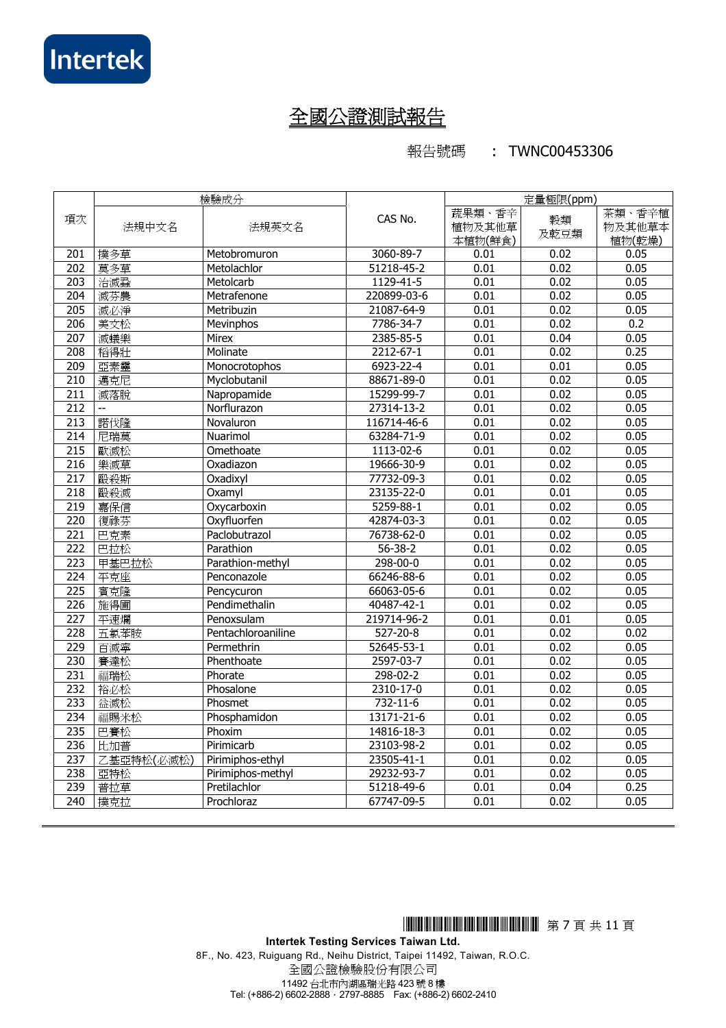# 全國公證測試報告

報告號碼　：TWNC00453306

| 項次 | 檢驗成分 | | | 定量極限(ppm) | | |
|---|---|---|---|---|---|---|
| | 法規中文名 | 法規英文名 | CAS No. | 蔬果類、香辛植物及其他草本植物(鮮食) | 穀類及乾豆類 | 茶類、香辛植物及其他草本植物(乾燥) |
| 201 | 撲多草 | Metobromuron | 3060-89-7 | 0.01 | 0.02 | 0.05 |
| 202 | 莫多草 | Metolachlor | 51218-45-2 | 0.01 | 0.02 | 0.05 |
| 203 | 治滅蝨 | Metolcarb | 1129-41-5 | 0.01 | 0.02 | 0.05 |
| 204 | 滅芬農 | Metrafenone | 220899-03-6 | 0.01 | 0.02 | 0.05 |
| 205 | 滅必淨 | Metribuzin | 21087-64-9 | 0.01 | 0.02 | 0.05 |
| 206 | 美文松 | Mevinphos | 7786-34-7 | 0.01 | 0.02 | 0.2 |
| 207 | 滅蟻樂 | Mirex | 2385-85-5 | 0.01 | 0.04 | 0.05 |
| 208 | 稻得壯 | Molinate | 2212-67-1 | 0.01 | 0.02 | 0.25 |
| 209 | 亞素靈 | Monocrotophos | 6923-22-4 | 0.01 | 0.01 | 0.05 |
| 210 | 邁克尼 | Myclobutanil | 88671-89-0 | 0.01 | 0.02 | 0.05 |
| 211 | 滅落脫 | Napropamide | 15299-99-7 | 0.01 | 0.02 | 0.05 |
| 212 | -- | Norflurazon | 27314-13-2 | 0.01 | 0.02 | 0.05 |
| 213 | 諾伐隆 | Novaluron | 116714-46-6 | 0.01 | 0.02 | 0.05 |
| 214 | 尼瑞莫 | Nuarimol | 63284-71-9 | 0.01 | 0.02 | 0.05 |
| 215 | 歐滅松 | Omethoate | 1113-02-6 | 0.01 | 0.02 | 0.05 |
| 216 | 樂滅草 | Oxadiazon | 19666-30-9 | 0.01 | 0.02 | 0.05 |
| 217 | 毆殺斯 | Oxadixyl | 77732-09-3 | 0.01 | 0.02 | 0.05 |
| 218 | 毆殺滅 | Oxamyl | 23135-22-0 | 0.01 | 0.01 | 0.05 |
| 219 | 嘉保信 | Oxycarboxin | 5259-88-1 | 0.01 | 0.02 | 0.05 |
| 220 | 復祿芬 | Oxyfluorfen | 42874-03-3 | 0.01 | 0.02 | 0.05 |
| 221 | 巴克素 | Paclobutrazol | 76738-62-0 | 0.01 | 0.02 | 0.05 |
| 222 | 巴拉松 | Parathion | 56-38-2 | 0.01 | 0.02 | 0.05 |
| 223 | 甲基巴拉松 | Parathion-methyl | 298-00-0 | 0.01 | 0.02 | 0.05 |
| 224 | 平克座 | Penconazole | 66246-88-6 | 0.01 | 0.02 | 0.05 |
| 225 | 賓克隆 | Pencycuron | 66063-05-6 | 0.01 | 0.02 | 0.05 |
| 226 | 施得圃 | Pendimethalin | 40487-42-1 | 0.01 | 0.02 | 0.05 |
| 227 | 平速爛 | Penoxsulam | 219714-96-2 | 0.01 | 0.01 | 0.05 |
| 228 | 五氯苯胺 | Pentachloroaniline | 527-20-8 | 0.01 | 0.02 | 0.02 |
| 229 | 百滅寧 | Permethrin | 52645-53-1 | 0.01 | 0.02 | 0.05 |
| 230 | 賽達松 | Phenthoate | 2597-03-7 | 0.01 | 0.02 | 0.05 |
| 231 | 福瑞松 | Phorate | 298-02-2 | 0.01 | 0.02 | 0.05 |
| 232 | 裕必松 | Phosalone | 2310-17-0 | 0.01 | 0.02 | 0.05 |
| 233 | 益滅松 | Phosmet | 732-11-6 | 0.01 | 0.02 | 0.05 |
| 234 | 福賜米松 | Phosphamidon | 13171-21-6 | 0.01 | 0.02 | 0.05 |
| 235 | 巴賽松 | Phoxim | 14816-18-3 | 0.01 | 0.02 | 0.05 |
| 236 | 比加普 | Pirimicarb | 23103-98-2 | 0.01 | 0.02 | 0.05 |
| 237 | 乙基亞特松(必滅松) | Pirimiphos-ethyl | 23505-41-1 | 0.01 | 0.02 | 0.05 |
| 238 | 亞特松 | Pirimiphos-methyl | 29232-93-7 | 0.01 | 0.02 | 0.05 |
| 239 | 普拉草 | Pretilachlor | 51218-49-6 | 0.01 | 0.04 | 0.25 |
| 240 | 撲克拉 | Prochloraz | 67747-09-5 | 0.01 | 0.02 | 0.05 |

Intertek Testing Services Taiwan Ltd.
8F., No. 423, Ruiguang Rd., Neihu District, Taipei 11492, Taiwan, R.O.C.
全國公證檢驗股份有限公司
11492 台北市內湖區瑞光路 423 號 8 樓
Tel: (+886-2) 6602-2888．2797-8885　Fax: (+886-2) 6602-2410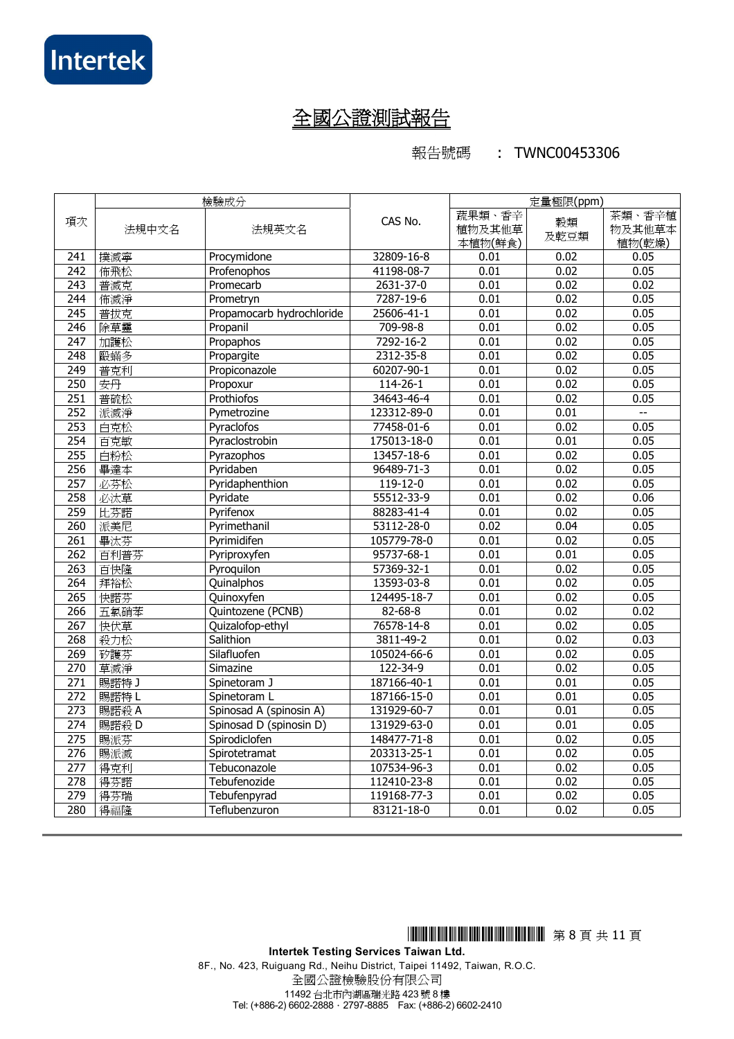# 全國公證測試報告

報告號碼　：TWNC00453306

| 項次 | 檢驗成分 | | CAS No. | 定量極限(ppm) | | |
|---|---|---|---|---|---|---|
| | 法規中文名 | 法規英文名 | | 蔬果類、香辛植物及其他草本植物(鮮食) | 穀類及乾豆類 | 茶類、香辛植物及其他草本植物(乾燥) |
| 241 | 撲滅寧 | Procymidone | 32809-16-8 | 0.01 | 0.02 | 0.05 |
| 242 | 佈飛松 | Profenophos | 41198-08-7 | 0.01 | 0.02 | 0.05 |
| 243 | 普滅克 | Promecarb | 2631-37-0 | 0.01 | 0.02 | 0.02 |
| 244 | 佈滅淨 | Prometryn | 7287-19-6 | 0.01 | 0.02 | 0.05 |
| 245 | 普拔克 | Propamocarb hydrochloride | 25606-41-1 | 0.01 | 0.02 | 0.05 |
| 246 | 除草靈 | Propanil | 709-98-8 | 0.01 | 0.02 | 0.05 |
| 247 | 加護松 | Propaphos | 7292-16-2 | 0.01 | 0.02 | 0.05 |
| 248 | 毆蟎多 | Propargite | 2312-35-8 | 0.01 | 0.02 | 0.05 |
| 249 | 普克利 | Propiconazole | 60207-90-1 | 0.01 | 0.02 | 0.05 |
| 250 | 安丹 | Propoxur | 114-26-1 | 0.01 | 0.02 | 0.05 |
| 251 | 普硫松 | Prothiofos | 34643-46-4 | 0.01 | 0.02 | 0.05 |
| 252 | 派滅淨 | Pymetrozine | 123312-89-0 | 0.01 | 0.01 | -- |
| 253 | 白克松 | Pyraclofos | 77458-01-6 | 0.01 | 0.02 | 0.05 |
| 254 | 百克敏 | Pyraclostrobin | 175013-18-0 | 0.01 | 0.01 | 0.05 |
| 255 | 白粉松 | Pyrazophos | 13457-18-6 | 0.01 | 0.02 | 0.05 |
| 256 | 畢達本 | Pyridaben | 96489-71-3 | 0.01 | 0.02 | 0.05 |
| 257 | 必芬松 | Pyridaphenthion | 119-12-0 | 0.01 | 0.02 | 0.05 |
| 258 | 必汰草 | Pyridate | 55512-33-9 | 0.01 | 0.02 | 0.06 |
| 259 | 比芬諾 | Pyrifenox | 88283-41-4 | 0.01 | 0.02 | 0.05 |
| 260 | 派美尼 | Pyrimethanil | 53112-28-0 | 0.02 | 0.04 | 0.05 |
| 261 | 畢汰芬 | Pyrimidifen | 105779-78-0 | 0.01 | 0.02 | 0.05 |
| 262 | 百利普芬 | Pyriproxyfen | 95737-68-1 | 0.01 | 0.01 | 0.05 |
| 263 | 百快隆 | Pyroquilon | 57369-32-1 | 0.01 | 0.02 | 0.05 |
| 264 | 拜裕松 | Quinalphos | 13593-03-8 | 0.01 | 0.02 | 0.05 |
| 265 | 快諾芬 | Quinoxyfen | 124495-18-7 | 0.01 | 0.02 | 0.05 |
| 266 | 五氯硝苯 | Quintozene (PCNB) | 82-68-8 | 0.01 | 0.02 | 0.02 |
| 267 | 快伏草 | Quizalofop-ethyl | 76578-14-8 | 0.01 | 0.02 | 0.05 |
| 268 | 殺力松 | Salithion | 3811-49-2 | 0.01 | 0.02 | 0.03 |
| 269 | 矽護芬 | Silafluofen | 105024-66-6 | 0.01 | 0.02 | 0.05 |
| 270 | 草滅淨 | Simazine | 122-34-9 | 0.01 | 0.02 | 0.05 |
| 271 | 賜諾特 J | Spinetoram J | 187166-40-1 | 0.01 | 0.01 | 0.05 |
| 272 | 賜諾特 L | Spinetoram L | 187166-15-0 | 0.01 | 0.01 | 0.05 |
| 273 | 賜諾殺 A | Spinosad A (spinosin A) | 131929-60-7 | 0.01 | 0.01 | 0.05 |
| 274 | 賜諾殺 D | Spinosad D (spinosin D) | 131929-63-0 | 0.01 | 0.01 | 0.05 |
| 275 | 賜派芬 | Spirodiclofen | 148477-71-8 | 0.01 | 0.02 | 0.05 |
| 276 | 賜派滅 | Spirotetramat | 203313-25-1 | 0.01 | 0.02 | 0.05 |
| 277 | 得克利 | Tebuconazole | 107534-96-3 | 0.01 | 0.02 | 0.05 |
| 278 | 得芬諾 | Tebufenozide | 112410-23-8 | 0.01 | 0.02 | 0.05 |
| 279 | 得芬瑞 | Tebufenpyrad | 119168-77-3 | 0.01 | 0.02 | 0.05 |
| 280 | 得福隆 | Teflubenzuron | 83121-18-0 | 0.01 | 0.02 | 0.05 |

**Intertek Testing Services Taiwan Ltd.**
8F., No. 423, Ruiguang Rd., Neihu District, Taipei 11492, Taiwan, R.O.C.
全國公證檢驗股份有限公司
11492 台北市內湖區瑞光路 423 號 8 樓
Tel: (+886-2) 6602-2888．2797-8885　Fax: (+886-2) 6602-2410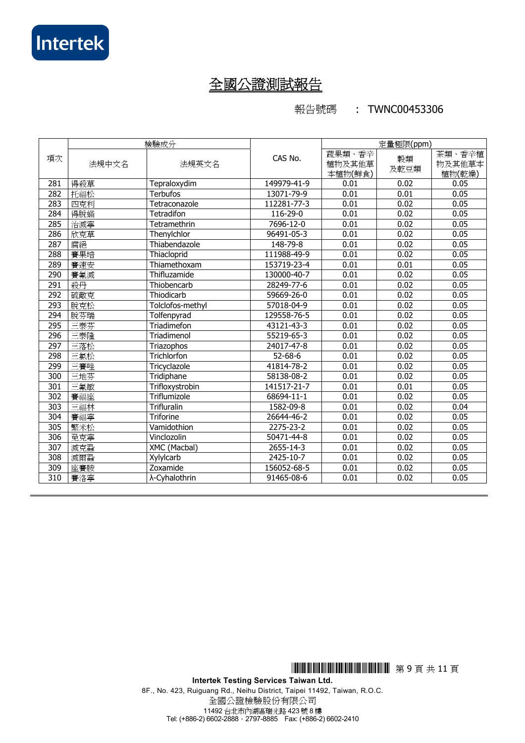# 全國公證測試報告

報告號碼　:　TWNC00453306

| 項次 | 檢驗成分 | | | 定量極限(ppm) | | |
|---|---|---|---|---|---|---|
| | 法規中文名 | 法規英文名 | CAS No. | 蔬果類、香辛植物及其他草本植物(鮮食) | 穀類及乾豆類 | 茶類、香辛植物及其他草本植物(乾燥) |
| 281 | 得殺草 | Tepraloxydim | 149979-41-9 | 0.01 | 0.02 | 0.05 |
| 282 | 托福松 | Terbufos | 13071-79-9 | 0.01 | 0.01 | 0.05 |
| 283 | 四克利 | Tetraconazole | 112281-77-3 | 0.01 | 0.02 | 0.05 |
| 284 | 得脫蟎 | Tetradifon | 116-29-0 | 0.01 | 0.02 | 0.05 |
| 285 | 治滅寧 | Tetramethrin | 7696-12-0 | 0.01 | 0.02 | 0.05 |
| 286 | 欣克草 | Thenylchlor | 96491-05-3 | 0.01 | 0.02 | 0.05 |
| 287 | 腐絕 | Thiabendazole | 148-79-8 | 0.01 | 0.02 | 0.05 |
| 288 | 賽果培 | Thiacloprid | 111988-49-9 | 0.01 | 0.02 | 0.05 |
| 289 | 賽速安 | Thiamethoxam | 153719-23-4 | 0.01 | 0.01 | 0.05 |
| 290 | 賽氟滅 | Thifluzamide | 130000-40-7 | 0.01 | 0.02 | 0.05 |
| 291 | 殺丹 | Thiobencarb | 28249-77-6 | 0.01 | 0.02 | 0.05 |
| 292 | 硫敵克 | Thiodicarb | 59669-26-0 | 0.01 | 0.02 | 0.05 |
| 293 | 脫克松 | Tolclofos-methyl | 57018-04-9 | 0.01 | 0.02 | 0.05 |
| 294 | 脫芬瑞 | Tolfenpyrad | 129558-76-5 | 0.01 | 0.02 | 0.05 |
| 295 | 三泰芬 | Triadimefon | 43121-43-3 | 0.01 | 0.02 | 0.05 |
| 296 | 三泰隆 | Triadimenol | 55219-65-3 | 0.01 | 0.02 | 0.05 |
| 297 | 三落松 | Triazophos | 24017-47-8 | 0.01 | 0.02 | 0.05 |
| 298 | 三氯松 | Trichlorfon | 52-68-6 | 0.01 | 0.02 | 0.05 |
| 299 | 三賽唑 | Tricyclazole | 41814-78-2 | 0.01 | 0.02 | 0.05 |
| 300 | 三地芬 | Tridiphane | 58138-08-2 | 0.01 | 0.02 | 0.05 |
| 301 | 三氟敏 | Trifloxystrobin | 141517-21-7 | 0.01 | 0.01 | 0.05 |
| 302 | 賽福座 | Triflumizole | 68694-11-1 | 0.01 | 0.02 | 0.05 |
| 303 | 三福林 | Trifluralin | 1582-09-8 | 0.01 | 0.02 | 0.04 |
| 304 | 賽福寧 | Triforine | 26644-46-2 | 0.01 | 0.02 | 0.05 |
| 305 | 繁米松 | Vamidothion | 2275-23-2 | 0.01 | 0.02 | 0.05 |
| 306 | 免克寧 | Vinclozolin | 50471-44-8 | 0.01 | 0.02 | 0.05 |
| 307 | 滅克蝨 | XMC (Macbal) | 2655-14-3 | 0.01 | 0.02 | 0.05 |
| 308 | 滅爾蝨 | Xylylcarb | 2425-10-7 | 0.01 | 0.02 | 0.05 |
| 309 | 座賽胺 | Zoxamide | 156052-68-5 | 0.01 | 0.02 | 0.05 |
| 310 | 賽洛寧 | λ-Cyhalothrin | 91465-08-6 | 0.01 | 0.02 | 0.05 |

**Intertek Testing Services Taiwan Ltd.**
8F., No. 423, Ruiguang Rd., Neihu District, Taipei 11492, Taiwan, R.O.C.
全國公證檢驗股份有限公司
11492 台北市內湖區瑞光路 423 號 8 樓
Tel: (+886-2) 6602-2888 · 2797-8885　Fax: (+886-2) 6602-2410